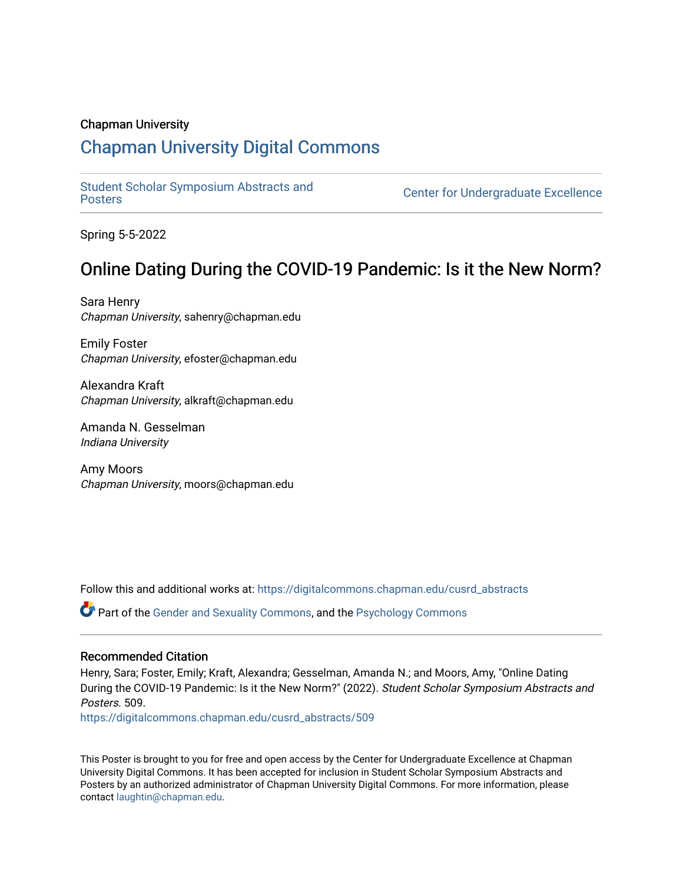Chapman University

## Chapman University Digital Commons

Student Scholar Symposium Abstracts and Posters

Center for Undergraduate Excellence

Spring 5-5-2022

# Online Dating During the COVID-19 Pandemic: Is it the New Norm?

Sara Henry
*Chapman University*, sahenry@chapman.edu

Emily Foster
*Chapman University*, efoster@chapman.edu

Alexandra Kraft
*Chapman University*, alkraft@chapman.edu

Amanda N. Gesselman
*Indiana University*

Amy Moors
*Chapman University*, moors@chapman.edu

Follow this and additional works at: https://digitalcommons.chapman.edu/cusrd_abstracts

Part of the Gender and Sexuality Commons, and the Psychology Commons

### Recommended Citation

Henry, Sara; Foster, Emily; Kraft, Alexandra; Gesselman, Amanda N.; and Moors, Amy, "Online Dating During the COVID-19 Pandemic: Is it the New Norm?" (2022). *Student Scholar Symposium Abstracts and Posters*. 509.
https://digitalcommons.chapman.edu/cusrd_abstracts/509

This Poster is brought to you for free and open access by the Center for Undergraduate Excellence at Chapman University Digital Commons. It has been accepted for inclusion in Student Scholar Symposium Abstracts and Posters by an authorized administrator of Chapman University Digital Commons. For more information, please contact laughtin@chapman.edu.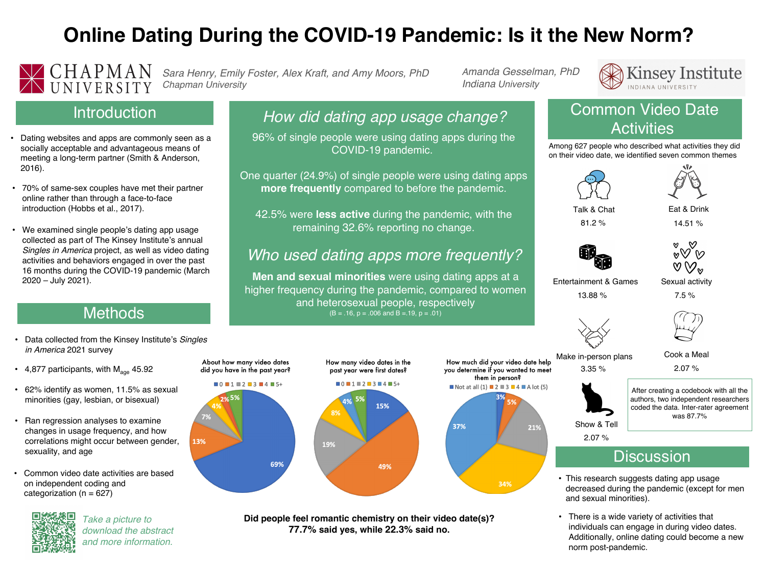# Online Dating During the COVID-19 Pandemic: Is it the New Norm?

CHAPMAN UNIVERSITY

*Sara Henry, Emily Foster, Alex Kraft, and Amy Moors, PhD*
*Chapman University*

*Amanda Gesselman, PhD*
*Indiana University*

Kinsey Institute
INDIANA UNIVERSITY

## Introduction

- Dating websites and apps are commonly seen as a socially acceptable and advantageous means of meeting a long-term partner (Smith & Anderson, 2016).
- 70% of same-sex couples have met their partner online rather than through a face-to-face introduction (Hobbs et al., 2017).
- We examined single people's dating app usage collected as part of The Kinsey Institute's annual *Singles in America* project, as well as video dating activities and behaviors engaged in over the past 16 months during the COVID-19 pandemic (March 2020 – July 2021).

## Methods

- Data collected from the Kinsey Institute's *Singles in America* 2021 survey
- 4,877 participants, with $M_{age}$ 45.92
- 62% identify as women, 11.5% as sexual minorities (gay, lesbian, or bisexual)
- Ran regression analyses to examine changes in usage frequency, and how correlations might occur between gender, sexuality, and age
- Common video date activities are based on independent coding and categorization (n = 627)

*Take a picture to download the abstract and more information.*

## *How did dating app usage change?*

96% of single people were using dating apps during the COVID-19 pandemic.

One quarter (24.9%) of single people were using dating apps **more frequently** compared to before the pandemic.

42.5% were **less active** during the pandemic, with the remaining 32.6% reporting no change.

## *Who used dating apps more frequently?*

**Men and sexual minorities** were using dating apps at a higher frequency during the pandemic, compared to women and heterosexual people, respectively

(B = .16, p = .006 and B =.19, p = .01)

About how many video dates did you have in the past year?
0 1 2 3 4 5+
69% 13% 7% 4% 2% 5%

How many video dates in the past year were first dates?
0 1 2 3 4 5+
15% 49% 19% 8% 4% 5%

How much did your video date help you determine if you wanted to meet them in person?
Not at all (1) 2 3 4 A lot (5)
3% 5% 21% 34% 37%

**Did people feel romantic chemistry on their video date(s)?**
**77.7% said yes, while 22.3% said no.**

## Common Video Date Activities

Among 627 people who described what activities they did on their video date, we identified seven common themes

Talk & Chat
81.2 %

Eat & Drink
14.51 %

Entertainment & Games
13.88 %

Sexual activity
7.5 %

Make in-person plans
3.35 %

Cook a Meal
2.07 %

Show & Tell
2.07 %

After creating a codebook with all the authors, two independent researchers coded the data. Inter-rater agreement was 87.7%

## Discussion

- This research suggests dating app usage decreased during the pandemic (except for men and sexual minorities).
- There is a wide variety of activities that individuals can engage in during video dates. Additionally, online dating could become a new norm post-pandemic.